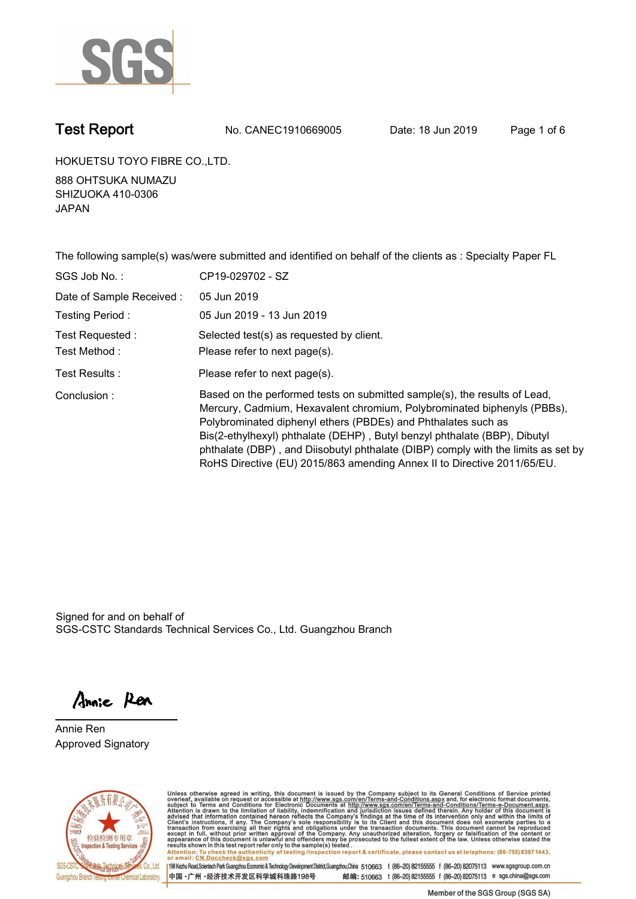# Test Report

No. CANEC1910669005 Date: 18 Jun 2019

HOKUETSU TOYO FIBRE CO.,LTD.

888 OHTSUKA NUMAZU
SHIZUOKA 410-0306
JAPAN

The following sample(s) was/were submitted and identified on behalf of the clients as : Specialty Paper FL

| | |
|---|---|
| SGS Job No. : | CP19-029702 - SZ |
| Date of Sample Received : | 05 Jun 2019 |
| Testing Period : | 05 Jun 2019 - 13 Jun 2019 |
| Test Requested : | Selected test(s) as requested by client. |
| Test Method : | Please refer to next page(s). |
| Test Results : | Please refer to next page(s). |
| Conclusion : | Based on the performed tests on submitted sample(s), the results of Lead, Mercury, Cadmium, Hexavalent chromium, Polybrominated biphenyls (PBBs), Polybrominated diphenyl ethers (PBDEs) and Phthalates such as Bis(2-ethylhexyl) phthalate (DEHP) , Butyl benzyl phthalate (BBP), Dibutyl phthalate (DBP) , and Diisobutyl phthalate (DIBP) comply with the limits as set by RoHS Directive (EU) 2015/863 amending Annex II to Directive 2011/65/EU. |

Signed for and on behalf of
SGS-CSTC Standards Technical Services Co., Ltd. Guangzhou Branch

Annie Ren
Approved Signatory

Unless otherwise agreed in writing, this document is issued by the Company subject to its General Conditions of Service printed overleaf, available on request or accessible at http://www.sgs.com/en/Terms-and-Conditions.aspx and, for electronic format documents, subject to Terms and Conditions for Electronic Documents at http://www.sgs.com/en/Terms-and-Conditions/Terms-e-Document.aspx. Attention is drawn to the limitation of liability, indemnification and jurisdiction issues defined therein. Any holder of this document is advised that information contained hereon reflects the Company's findings at the time of its intervention only and within the limits of Client's instructions, if any. The Company's sole responsibility is to its Client and this document does not exonerate parties to a transaction from exercising all their rights and obligations under the transaction documents. This document cannot be reproduced except in full, without prior written approval of the Company. Any unauthorized alteration, forgery or falsification of the content or appearance of this document is unlawful and offenders may be prosecuted to the fullest extent of the law. Unless otherwise stated the results shown in this test report refer only to the sample(s) tested .

Attention: To check the authenticity of testing /inspection report & certificate, please contact us at telephone: (86-755) 8307 1443, or email: CN.Doccheck@sgs.com

198 Kezhu Road,Scientech Park Guangzhou Economic & Technology Development District,Guangzhou,China 510663 t (86-20) 82155555 f (86-20) 82075113 www.sgsgroup.com.cn

中国 •广州 •经济技术开发区科学城科珠路198号 邮编: 510663 t (86-20) 82155555 f (86-20) 82075113 e sgs.china@sgs.com

Member of the SGS Group (SGS SA)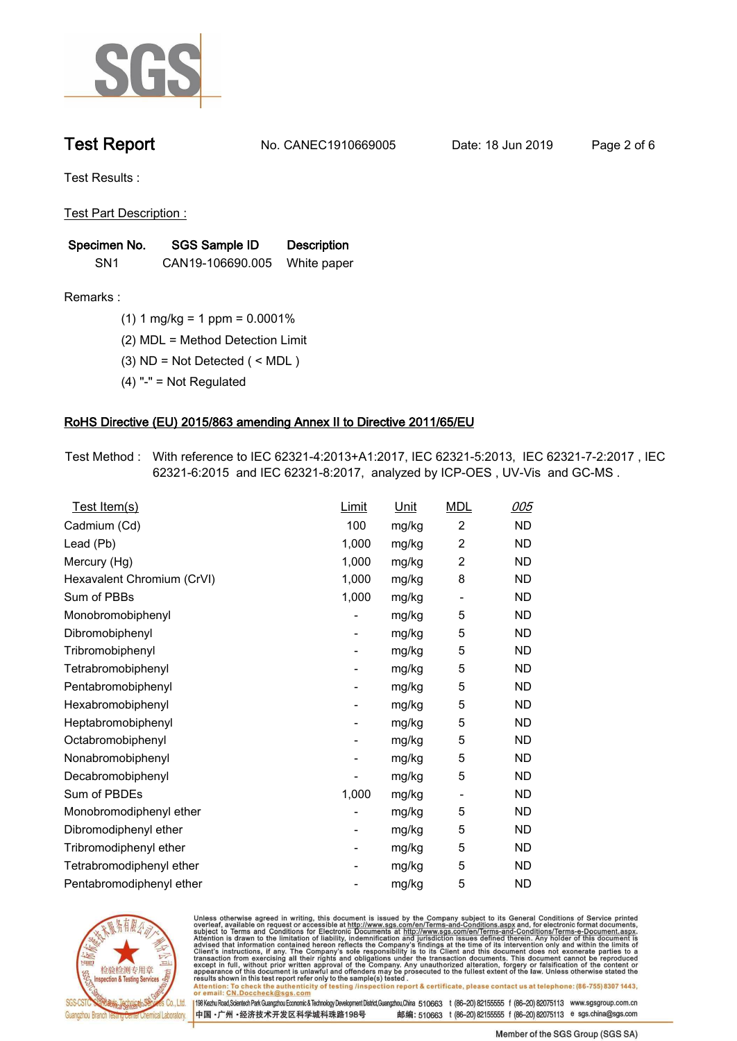Test Results :

Test Part Description :

| Specimen No. | SGS Sample ID | Description |
|---|---|---|
| SN1 | CAN19-106690.005 | White paper |

Remarks :

(1) 1 mg/kg = 1 ppm = 0.0001%

(2) MDL = Method Detection Limit

(3) ND = Not Detected ( < MDL )

(4) "-" = Not Regulated

## RoHS Directive (EU) 2015/863 amending Annex II to Directive 2011/65/EU

Test Method : With reference to IEC 62321-4:2013+A1:2017, IEC 62321-5:2013, IEC 62321-7-2:2017 , IEC 62321-6:2015 and IEC 62321-8:2017, analyzed by ICP-OES , UV-Vis and GC-MS .

| Test Item(s) | Limit | Unit | MDL | 005 |
|---|---|---|---|---|
| Cadmium (Cd) | 100 | mg/kg | 2 | ND |
| Lead (Pb) | 1,000 | mg/kg | 2 | ND |
| Mercury (Hg) | 1,000 | mg/kg | 2 | ND |
| Hexavalent Chromium (CrVI) | 1,000 | mg/kg | 8 | ND |
| Sum of PBBs | 1,000 | mg/kg | - | ND |
| Monobromobiphenyl | - | mg/kg | 5 | ND |
| Dibromobiphenyl | - | mg/kg | 5 | ND |
| Tribromobiphenyl | - | mg/kg | 5 | ND |
| Tetrabromobiphenyl | - | mg/kg | 5 | ND |
| Pentabromobiphenyl | - | mg/kg | 5 | ND |
| Hexabromobiphenyl | - | mg/kg | 5 | ND |
| Heptabromobiphenyl | - | mg/kg | 5 | ND |
| Octabromobiphenyl | - | mg/kg | 5 | ND |
| Nonabromobiphenyl | - | mg/kg | 5 | ND |
| Decabromobiphenyl | - | mg/kg | 5 | ND |
| Sum of PBDEs | 1,000 | mg/kg | - | ND |
| Monobromodiphenyl ether | - | mg/kg | 5 | ND |
| Dibromodiphenyl ether | - | mg/kg | 5 | ND |
| Tribromodiphenyl ether | - | mg/kg | 5 | ND |
| Tetrabromodiphenyl ether | - | mg/kg | 5 | ND |
| Pentabromodiphenyl ether | - | mg/kg | 5 | ND |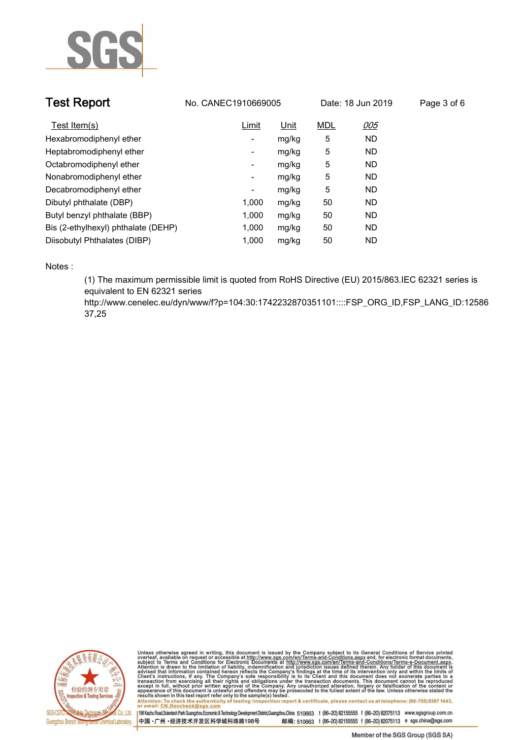| Test Item(s) | Limit | Unit | MDL | 005 |
| --- | --- | --- | --- | --- |
| Hexabromodiphenyl ether | - | mg/kg | 5 | ND |
| Heptabromodiphenyl ether | - | mg/kg | 5 | ND |
| Octabromodiphenyl ether | - | mg/kg | 5 | ND |
| Nonabromodiphenyl ether | - | mg/kg | 5 | ND |
| Decabromodiphenyl ether | - | mg/kg | 5 | ND |
| Dibutyl phthalate (DBP) | 1,000 | mg/kg | 50 | ND |
| Butyl benzyl phthalate (BBP) | 1,000 | mg/kg | 50 | ND |
| Bis (2-ethylhexyl) phthalate (DEHP) | 1,000 | mg/kg | 50 | ND |
| Diisobutyl Phthalates (DIBP) | 1,000 | mg/kg | 50 | ND |

Notes :

(1) The maximum permissible limit is quoted from RoHS Directive (EU) 2015/863.IEC 62321 series is equivalent to EN 62321 series
http://www.cenelec.eu/dyn/www/f?p=104:30:1742232870351101::::FSP_ORG_ID,FSP_LANG_ID:1258637,25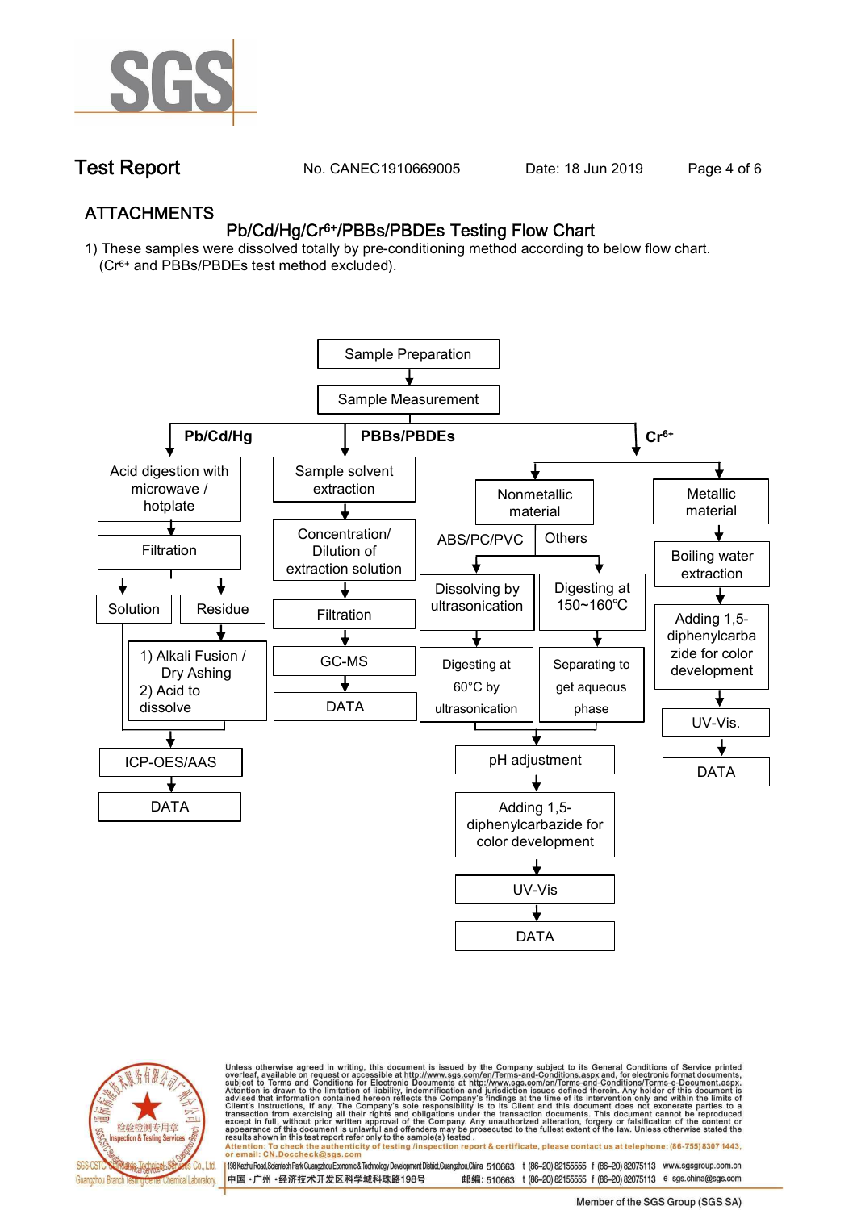Test Report No. CANEC1910669005 Date: 18 Jun 2019

## ATTACHMENTS

### Pb/Cd/Hg/$Cr^{6+}$/PBBs/PBDEs Testing Flow Chart

1) These samples were dissolved totally by pre-conditioning method according to below flow chart. ($Cr^{6+}$ and PBBs/PBDEs test method excluded).

Sample Preparation → Sample Measurement

**Pb/Cd/Hg**

- Acid digestion with microwave / hotplate
- Filtration
- Solution / Residue
  - Residue → 1) Alkali Fusion / Dry Ashing 2) Acid to dissolve
- ICP-OES/AAS
- DATA

**PBBs/PBDEs**

- Sample solvent extraction
- Concentration/ Dilution of extraction solution
- Filtration
- GC-MS
- DATA

**$Cr^{6+}$**

- Nonmetallic material
  - ABS/PC/PVC → Dissolving by ultrasonication → Digesting at 60°C by ultrasonication
  - Others → Digesting at 150~160℃ → Separating to get aqueous phase
  - pH adjustment
  - Adding 1,5-diphenylcarbazide for color development
  - UV-Vis
  - DATA
- Metallic material
  - Boiling water extraction
  - Adding 1,5-diphenylcarbazide for color development
  - UV-Vis.
  - DATA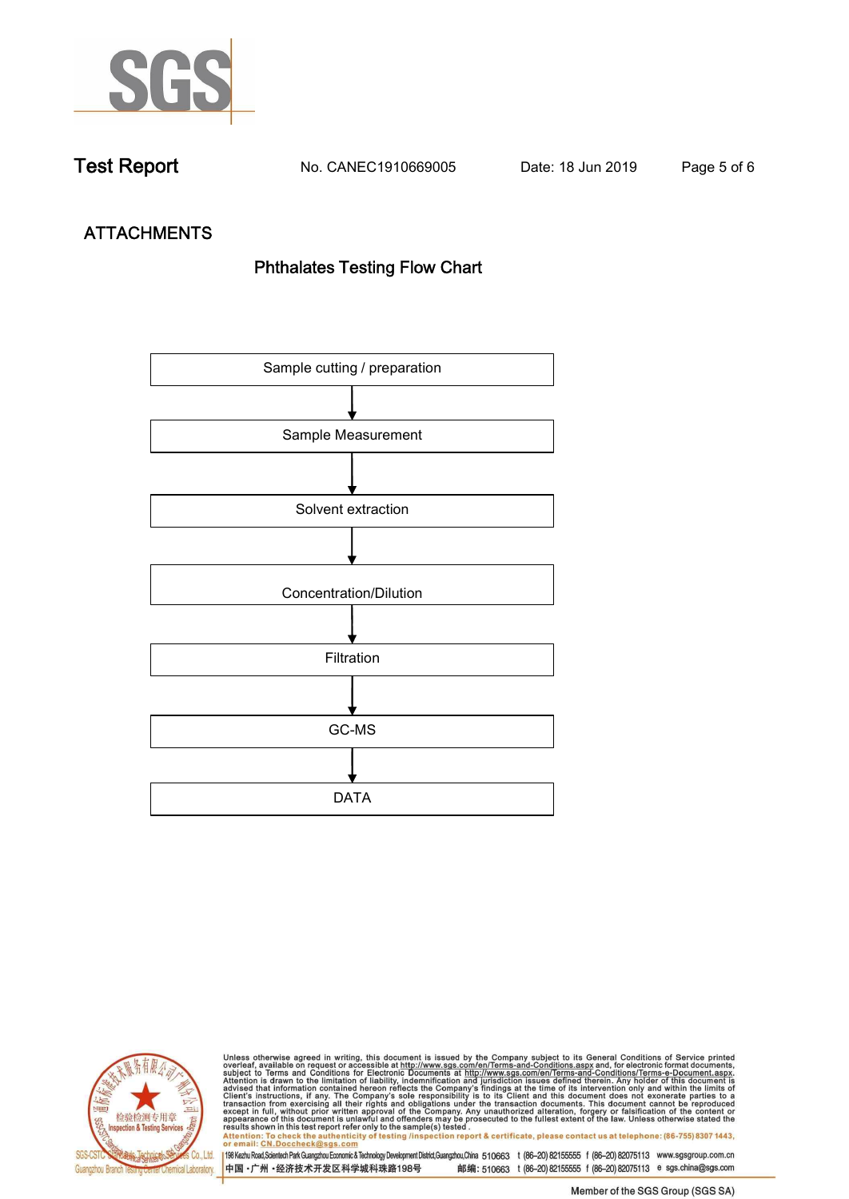Test Report    No. CANEC1910669005    Date: 18 Jun 2019

## ATTACHMENTS

### Phthalates Testing Flow Chart

Sample cutting / preparation

↓

Sample Measurement

↓

Solvent extraction

↓

Concentration/Dilution

↓

Filtration

↓

GC-MS

↓

DATA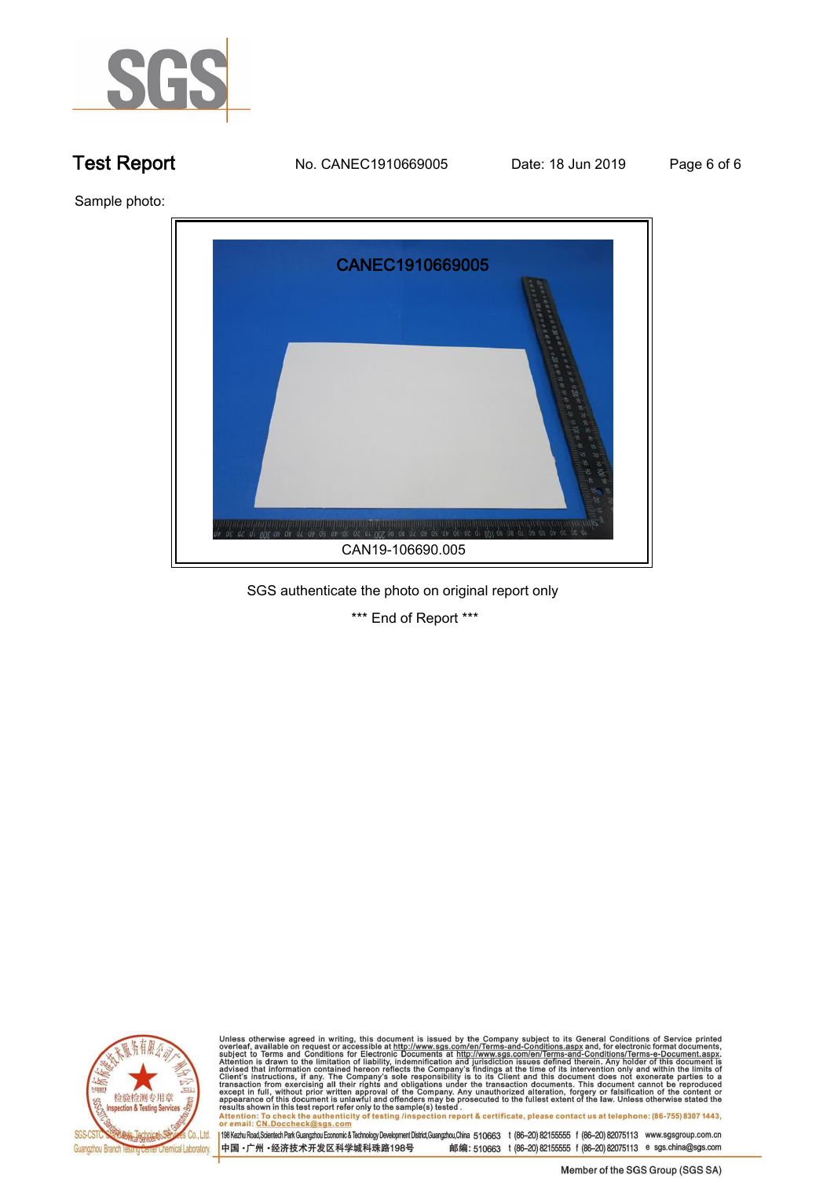# Test Report

No. CANEC1910669005 Date: 18 Jun 2019

Sample photo:

CANEC1910669005

CAN19-106690.005

SGS authenticate the photo on original report only

*** End of Report ***

Unless otherwise agreed in writing, this document is issued by the Company subject to its General Conditions of Service printed overleaf, available on request or accessible at http://www.sgs.com/en/Terms-and-Conditions.aspx and, for electronic format documents, subject to Terms and Conditions for Electronic Documents at http://www.sgs.com/en/Terms-and-Conditions/Terms-e-Document.aspx. Attention is drawn to the limitation of liability, indemnification and jurisdiction issues defined therein. Any holder of this document is advised that information contained hereon reflects the Company's findings at the time of its intervention only and within the limits of Client's instructions, if any. The Company's sole responsibility is to its Client and this document does not exonerate parties to a transaction from exercising all their rights and obligations under the transaction documents. This document cannot be reproduced except in full, without prior written approval of the Company. Any unauthorized alteration, forgery or falsification of the content or appearance of this document is unlawful and offenders may be prosecuted to the fullest extent of the law. Unless otherwise stated the results shown in this test report refer only to the sample(s) tested .

Attention: To check the authenticity of testing /inspection report & certificate, please contact us at telephone: (86-755) 8307 1443, or email: CN.Doccheck@sgs.com

198 Kezhu Road,Scientech Park Guangzhou Economic & Technology Development District,Guangzhou,China 510663 t (86–20) 82155555 f (86–20) 82075113 www.sgsgroup.com.cn

中国 •广州 •经济技术开发区科学城科珠路198号 邮编: 510663 t (86–20) 82155555 f (86–20) 82075113 e sgs.china@sgs.com

Member of the SGS Group (SGS SA)